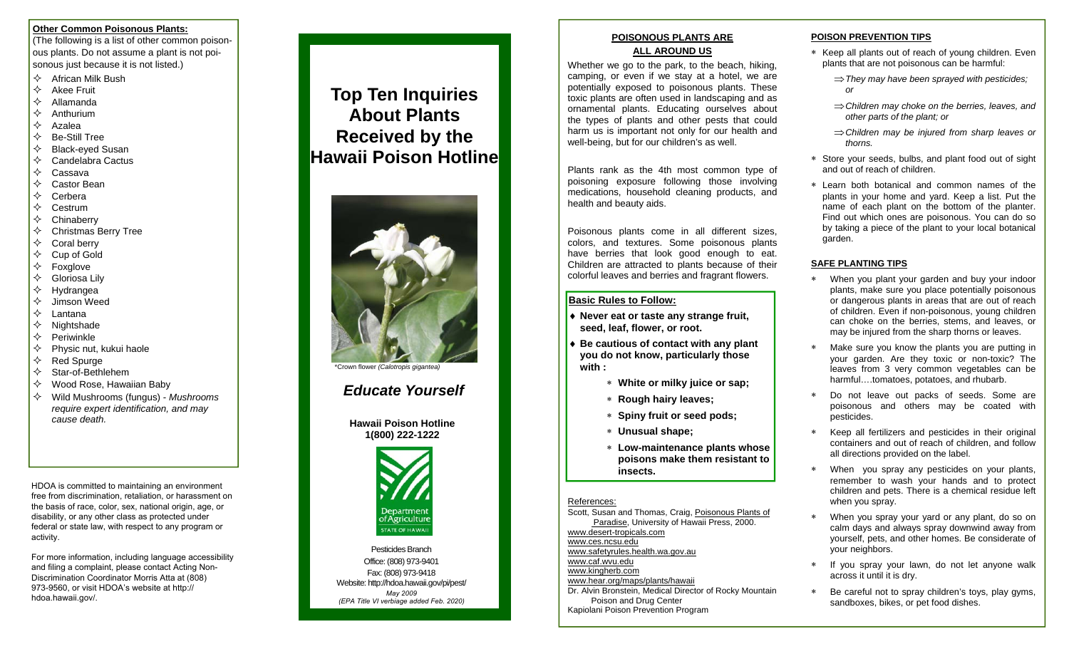## Other Common Poisonous Plants:

(The following is a list of other common poisonous plants. Do not assume a plant is not poisonous just because it is not listed.)

- African Milk Bush
- Akee Fruit
- Allamanda
- Anthurium
- Azalea
- Be-Still Tree
- Black-eyed Susan
- Candelabra Cactus
- Cassava
- Castor Bean
- Cerbera
- Cestrum
- Chinaberry
- Christmas Berry Tree
- Coral berry
- Cup of Gold
- Foxglove
- Gloriosa Lily
- Hydrangea
- Jimson Weed
- Lantana
- Nightshade
- Periwinkle
- Physic nut, kukui haole
- Red Spurge
- Star-of-Bethlehem
- Wood Rose, Hawaiian Baby
- Wild Mushrooms (fungus) - *Mushrooms require expert identification, and may cause death.*

HDOA is committed to maintaining an environment free from discrimination, retaliation, or harassment on the basis of race, color, sex, national origin, age, or disability, or any other class as protected under federal or state law, with respect to any program or activity.

For more information, including language accessibility and filing a complaint, please contact Acting Non-Discrimination Coordinator Morris Atta at (808) 973-9560, or visit HDOA's website at http://hdoa.hawaii.gov/.

# Top Ten Inquiries About Plants Received by the Hawaii Poison Hotline

*Crown flower *(Calotropis gigantea)*

## *Educate Yourself*

**Hawaii Poison Hotline**
**1(800) 222-1222**

Department of Agriculture
STATE OF HAWAII

Pesticides Branch
Office: (808) 973-9401
Fax: (808) 973-9418
Website: http://hdoa.hawaii.gov/pi/pest/
*May 2009*
*(EPA Title VI verbiage added Feb. 2020)*

## POISONOUS PLANTS ARE ALL AROUND US

Whether we go to the park, to the beach, hiking, camping, or even if we stay at a hotel, we are potentially exposed to poisonous plants. These toxic plants are often used in landscaping and as ornamental plants. Educating ourselves about the types of plants and other pests that could harm us is important not only for our health and well-being, but for our children's as well.

Plants rank as the 4th most common type of poisoning exposure following those involving medications, household cleaning products, and health and beauty aids.

Poisonous plants come in all different sizes, colors, and textures. Some poisonous plants have berries that look good enough to eat. Children are attracted to plants because of their colorful leaves and berries and fragrant flowers.

### Basic Rules to Follow:

- **Never eat or taste any strange fruit, seed, leaf, flower, or root.**
- **Be cautious of contact with any plant you do not know, particularly those with :**
  - **White or milky juice or sap;**
  - **Rough hairy leaves;**
  - **Spiny fruit or seed pods;**
  - **Unusual shape;**
  - **Low-maintenance plants whose poisons make them resistant to insects.**

References:
Scott, Susan and Thomas, Craig, Poisonous Plants of Paradise, University of Hawaii Press, 2000.
www.desert-tropicals.com
www.ces.ncsu.edu
www.safetyrules.health.wa.gov.au
www.caf.wvu.edu
www.kingherb.com
www.hear.org/maps/plants/hawaii
Dr. Alvin Bronstein, Medical Director of Rocky Mountain Poison and Drug Center
Kapiolani Poison Prevention Program

## POISON PREVENTION TIPS

- Keep all plants out of reach of young children. Even plants that are not poisonous can be harmful:
  - ⇒ *They may have been sprayed with pesticides; or*
  - ⇒ *Children may choke on the berries, leaves, and other parts of the plant; or*
  - ⇒ *Children may be injured from sharp leaves or thorns.*
- Store your seeds, bulbs, and plant food out of sight and out of reach of children.
- Learn both botanical and common names of the plants in your home and yard. Keep a list. Put the name of each plant on the bottom of the planter. Find out which ones are poisonous. You can do so by taking a piece of the plant to your local botanical garden.

## SAFE PLANTING TIPS

- When you plant your garden and buy your indoor plants, make sure you place potentially poisonous or dangerous plants in areas that are out of reach of children. Even if non-poisonous, young children can choke on the berries, stems, and leaves, or may be injured from the sharp thorns or leaves.
- Make sure you know the plants you are putting in your garden. Are they toxic or non-toxic? The leaves from 3 very common vegetables can be harmful….tomatoes, potatoes, and rhubarb.
- Do not leave out packs of seeds. Some are poisonous and others may be coated with pesticides.
- Keep all fertilizers and pesticides in their original containers and out of reach of children, and follow all directions provided on the label.
- When you spray any pesticides on your plants, remember to wash your hands and to protect children and pets. There is a chemical residue left when you spray.
- When you spray your yard or any plant, do so on calm days and always spray downwind away from yourself, pets, and other homes. Be considerate of your neighbors.
- If you spray your lawn, do not let anyone walk across it until it is dry.
- Be careful not to spray children's toys, play gyms, sandboxes, bikes, or pet food dishes.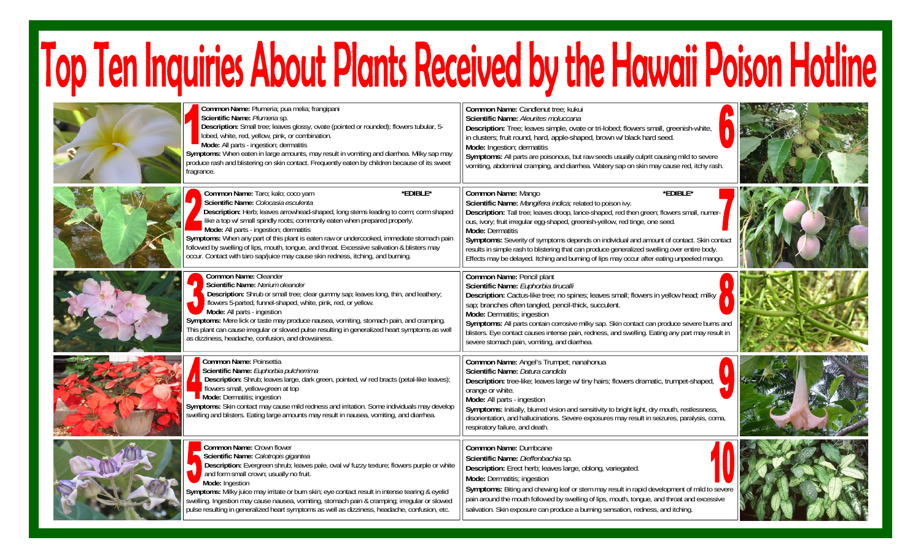# Top Ten Inquiries About Plants Received by the Hawaii Poison Hotline

## 1

**Common Name:** Plumeria; pua melia; frangipani
**Scientific Name:** *Plumeria* sp.
**Description:** Small tree; leaves glossy, ovate (pointed or rounded); flowers tubular, 5-lobed, white, red, yellow, pink, or combination.
**Mode:** All parts - ingestion; dermatitis
**Symptoms:** When eaten in large amounts, may result in vomiting and diarrhea. Milky sap may produce rash and blistering on skin contact. Frequently eaten by children because of its sweet fragrance.

## 2

**Common Name:** Taro; kalo; coco yam **\*EDIBLE\***
**Scientific Name:** *Colocasia esculenta*
**Description:** Herb; leaves arrowhead-shaped, long stems leading to corm; corm shaped like a top w/ small spindly roots; commonly eaten when prepared properly.
**Mode:** All parts - ingestion; dermatitis
**Symptoms:** When any part of this plant is eaten raw or undercooked, immediate stomach pain followed by swelling of lips, mouth, tongue, and throat. Excessive salivation & blisters may occur. Contact with taro sap/juice may cause skin redness, itching, and burning.

## 3

**Common Name:** Oleander
**Scientific Name:** *Nerium oleander*
**Description:** Shrub or small tree; clear gummy sap; leaves long, thin, and leathery; flowers 5-parted, funnel-shaped, white, pink, red, or yellow.
**Mode:** All parts - ingestion
**Symptoms:** Mere lick or taste may produce nausea, vomiting, stomach pain, and cramping. This plant can cause irregular or slowed pulse resulting in generalized heart symptoms as well as dizziness, headache, confusion, and drowsiness.

## 4

**Common Name:** Poinsettia
**Scientific Name:** *Euphorbia pulcherrima*
**Description:** Shrub; leaves large, dark green, pointed, w/ red bracts (petal-like leaves); flowers small, yellow-green at top
**Mode:** Dermatitis; ingestion
**Symptoms:** Skin contact may cause mild redness and irritation. Some individuals may develop swelling and blisters. Eating large amounts may result in nausea, vomiting, and diarrhea.

## 5

**Common Name:** Crown flower
**Scientific Name:** *Calotropis gigantea*
**Description:** Evergreen shrub; leaves pale, oval w/ fuzzy texture; flowers purple or white and form small crown; usually no fruit.
**Mode:** Ingestion
**Symptoms:** Milky juice may irritate or burn skin; eye contact result in intense tearing & eyelid swelling. Ingestion may cause nausea, vomiting, stomach pain & cramping; irregular or slowed pulse resulting in generalized heart symptoms as well as dizziness, headache, confusion, etc.

## 6

**Common Name:** Candlenut tree; kukui
**Scientific Name:** *Aleurites moluccana*
**Description:** Tree; leaves simple, ovate or tri-lobed; flowers small, greenish-white, in clusters; fruit round, hard, apple-shaped, brown w/ black hard seed.
**Mode:** Ingestion; dermatitis
**Symptoms:** All parts are poisonous, but raw seeds usually culprit causing mild to severe vomiting, abdominal cramping, and diarrhea. Watery sap on skin may cause red, itchy rash.

## 7

**Common Name:** Mango **\*EDIBLE\***
**Scientific Name:** *Mangifera indica;* related to poison ivy.
**Description:** Tall tree; leaves droop, lance-shaped, red then green; flowers small, numerous, ivory; fruit irregular egg-shaped, greenish-yellow, red tinge, one seed.
**Mode:** Dermatitis
**Symptoms:** Severity of symptoms depends on individual and amount of contact. Skin contact results in simple rash to blistering that can produce generalized swelling over entire body. Effects may be delayed. Itching and burning of lips may occur after eating unpeeled mango.

## 8

**Common Name:** Pencil plant
**Scientific Name:** *Euphorbia tirucalli*
**Description:** Cactus-like tree; no spines; leaves small; flowers in yellow head; milky sap; branches often tangled, pencil-thick, succulent.
**Mode:** Dermatitis; ingestion
**Symptoms:** All parts contain corrosive milky sap. Skin contact can produce severe burns and blisters. Eye contact causes intense pain, redness, and swelling. Eating any part may result in severe stomach pain, vomiting, and diarrhea.

## 9

**Common Name:** Angel's Trumpet; nanahonua
**Scientific Name:** *Datura candida*
**Description:** tree-like; leaves large w/ tiny hairs; flowers dramatic, trumpet-shaped, orange or white.
**Mode:** All parts - ingestion
**Symptoms:** Initially, blurred vision and sensitivity to bright light, dry mouth, restlessness, disorientation, and hallucinations. Severe exposures may result in seizures, paralysis, coma, respiratory failure, and death.

## 10

**Common Name:** Dumbcane
**Scientific Name:** *Dieffenbachia* sp.
**Description:** Erect herb; leaves large, oblong, variegated.
**Mode:** Dermatitis; ingestion
**Symptoms:** Biting and chewing leaf or stem may result in rapid development of mild to severe pain around the mouth followed by swelling of lips, mouth, tongue, and throat and excessive salivation. Skin exposure can produce a burning sensation, redness, and itching.